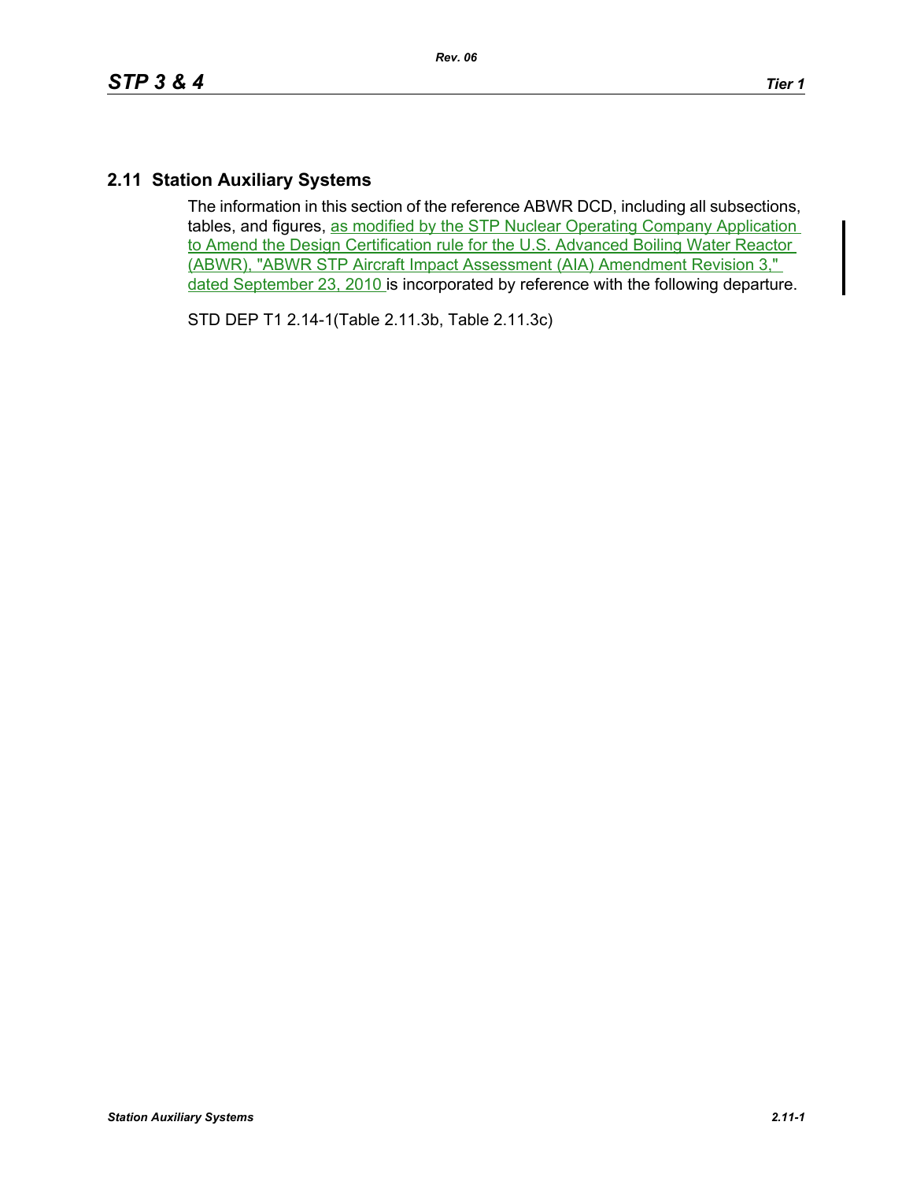## 2.11 Station Auxiliary Systems

The information in this section of the reference ABWR DCD, including all subsections, tables, and figures, as modified by the STP Nuclear Operating Company Application to Amend the Design Certification rule for the U.S. Advanced Boiling Water Reactor (ABWR), "ABWR STP Aircraft Impact Assessment (AIA) Amendment Revision 3," dated September 23, 2010 is incorporated by reference with the following departure.

STD DEP T1 2.14-1(Table 2.11.3b, Table 2.11.3c)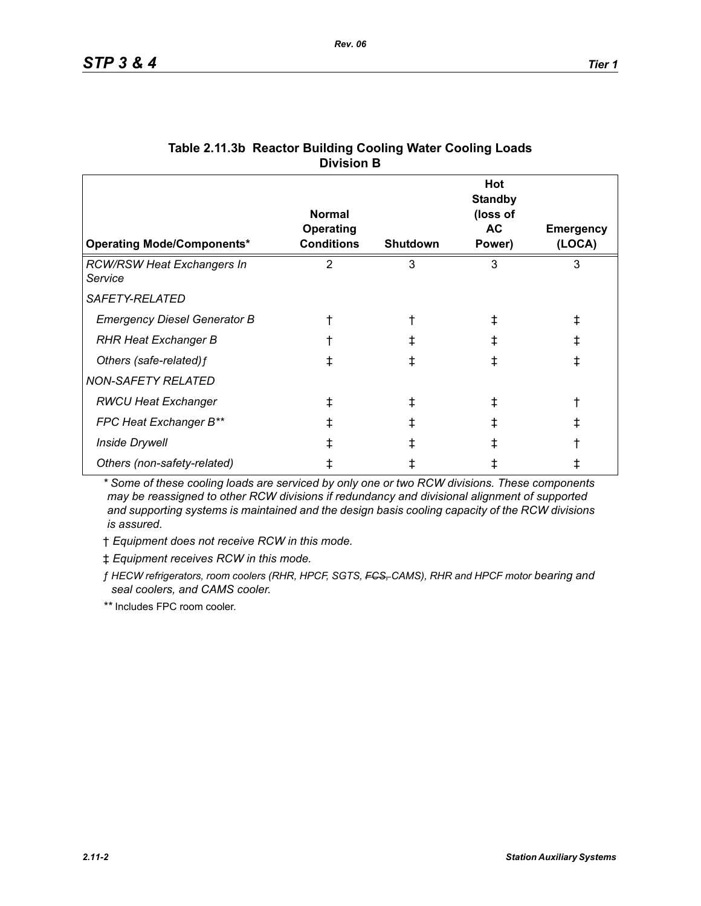**Table 2.11.3b Reactor Building Cooling Water Cooling Loads Division B**

| Operating Mode/Components* | Normal Operating Conditions | Shutdown | Hot Standby (loss of AC Power) | Emergency (LOCA) |
|---|---|---|---|---|
| *RCW/RSW Heat Exchangers In Service* | 2 | 3 | 3 | 3 |
| *SAFETY-RELATED* | | | | |
| *Emergency Diesel Generator B* | † | † | ‡ | ‡ |
| *RHR Heat Exchanger B* | † | ‡ | ‡ | ‡ |
| *Others (safe-related)ƒ* | ‡ | ‡ | ‡ | ‡ |
| *NON-SAFETY RELATED* | | | | |
| *RWCU Heat Exchanger* | ‡ | ‡ | ‡ | † |
| *FPC Heat Exchanger B*** | ‡ | ‡ | ‡ | ‡ |
| *Inside Drywell* | ‡ | ‡ | ‡ | † |
| *Others (non-safety-related)* | ‡ | ‡ | ‡ | ‡ |

\* *Some of these cooling loads are serviced by only one or two RCW divisions. These components may be reassigned to other RCW divisions if redundancy and divisional alignment of supported and supporting systems is maintained and the design basis cooling capacity of the RCW divisions is assured.*

† *Equipment does not receive RCW in this mode.*

‡ *Equipment receives RCW in this mode.*

ƒ *HECW refrigerators, room coolers (RHR, HPCF, SGTS, ~~FCS,~~ CAMS), RHR and HPCF motor bearing and seal coolers, and CAMS cooler.*

** Includes FPC room cooler.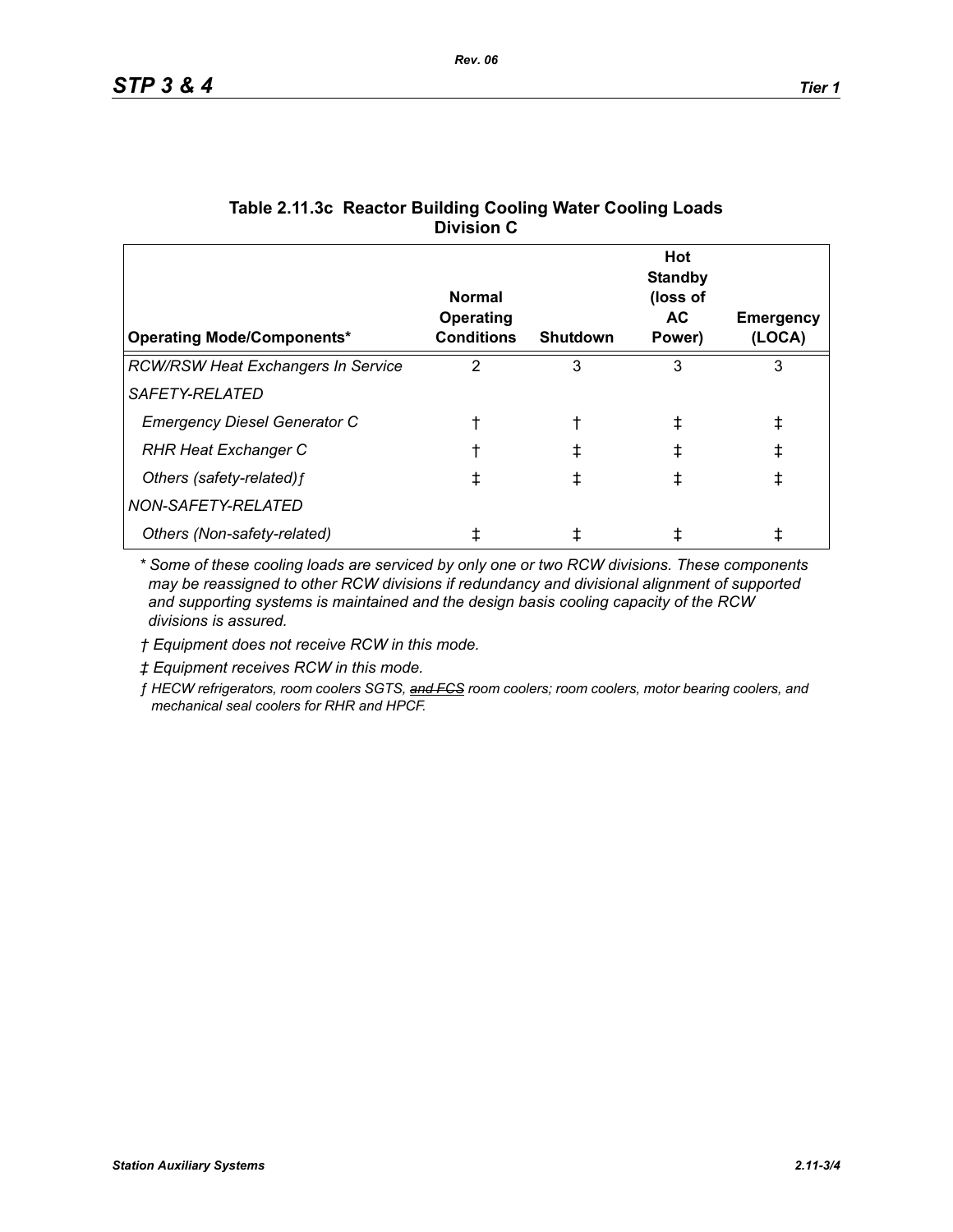**Table 2.11.3c Reactor Building Cooling Water Cooling Loads Division C**

| *Operating Mode/Components** | Normal Operating Conditions | Shutdown | Hot Standby (loss of AC Power) | Emergency (LOCA) |
|---|---|---|---|---|
| *RCW/RSW Heat Exchangers In Service* | 2 | 3 | 3 | 3 |
| *SAFETY-RELATED* | | | | |
| *Emergency Diesel Generator C* | † | † | ‡ | ‡ |
| *RHR Heat Exchanger C* | † | ‡ | ‡ | ‡ |
| *Others (safety-related)ƒ* | ‡ | ‡ | ‡ | ‡ |
| *NON-SAFETY-RELATED* | | | | |
| *Others (Non-safety-related)* | ‡ | ‡ | ‡ | ‡ |

*\* Some of these cooling loads are serviced by only one or two RCW divisions. These components may be reassigned to other RCW divisions if redundancy and divisional alignment of supported and supporting systems is maintained and the design basis cooling capacity of the RCW divisions is assured.*

*† Equipment does not receive RCW in this mode.*

*‡ Equipment receives RCW in this mode.*

*ƒ HECW refrigerators, room coolers SGTS, ~~and FCS~~ room coolers; room coolers, motor bearing coolers, and mechanical seal coolers for RHR and HPCF.*